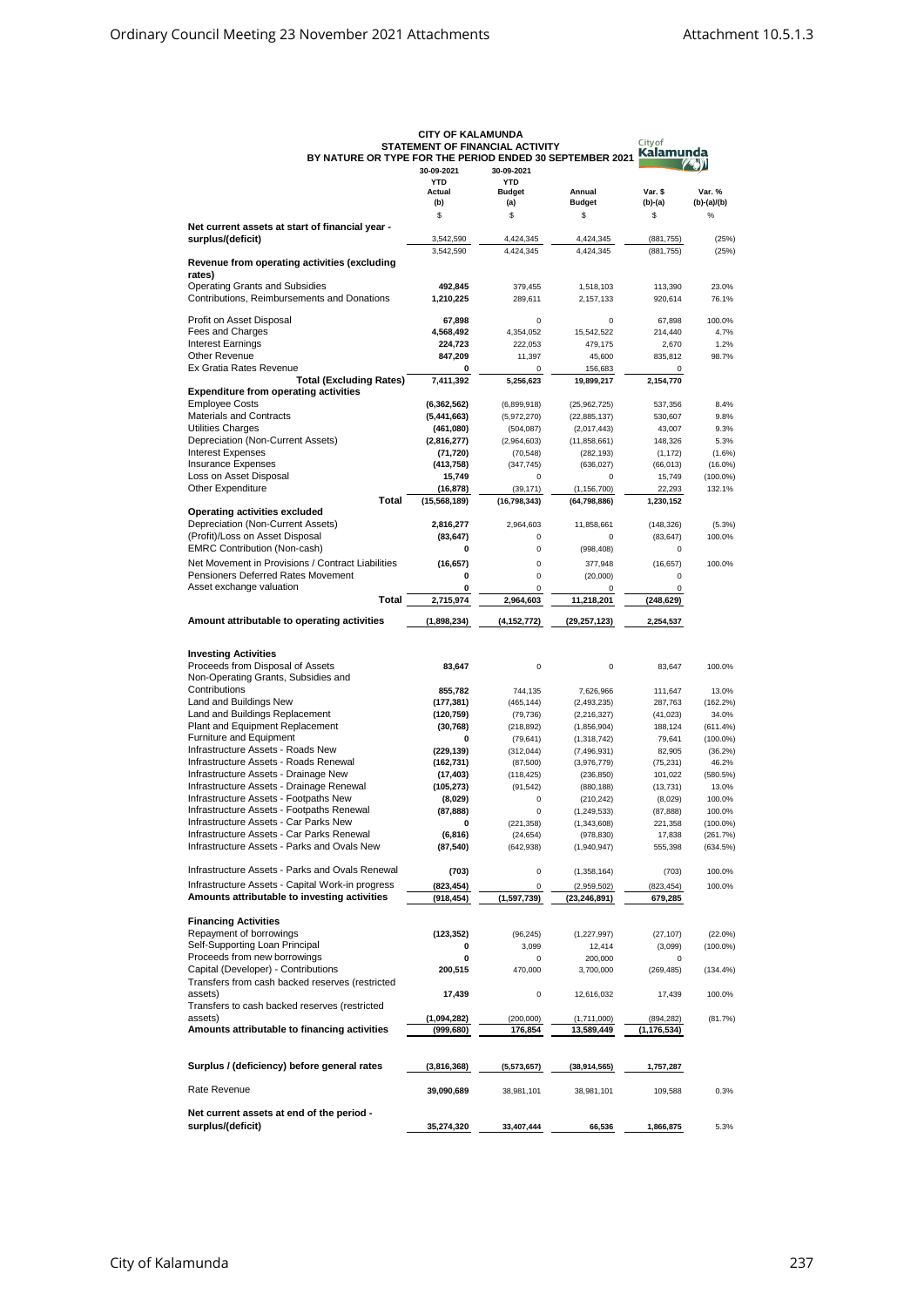# CITY OF KALAMUNDA
## STATEMENT OF FINANCIAL ACTIVITY
### BY NATURE OR TYPE FOR THE PERIOD ENDED 30 SEPTEMBER 2021

| | 30-09-2021 YTD Actual (b) | 30-09-2021 YTD Budget (a) | Annual Budget | Var. $ (b)-(a) | Var. % (b)-(a)/(b) |
|---|---|---|---|---|---|
| | $ | $ | $ | $ | % |
| **Net current assets at start of financial year - surplus/(deficit)** | 3,542,590 | 4,424,345 | 4,424,345 | (881,755) | (25%) |
| | 3,542,590 | 4,424,345 | 4,424,345 | (881,755) | (25%) |
| **Revenue from operating activities (excluding rates)** | | | | | |
| Operating Grants and Subsidies | **492,845** | 379,455 | 1,518,103 | 113,390 | 23.0% |
| Contributions, Reimbursements and Donations | **1,210,225** | 289,611 | 2,157,133 | 920,614 | 76.1% |
| Profit on Asset Disposal | **67,898** | 0 | 0 | 67,898 | 100.0% |
| Fees and Charges | **4,568,492** | 4,354,052 | 15,542,522 | 214,440 | 4.7% |
| Interest Earnings | **224,723** | 222,053 | 479,175 | 2,670 | 1.2% |
| Other Revenue | **847,209** | 11,397 | 45,600 | 835,812 | 98.7% |
| Ex Gratia Rates Revenue | **0** | 0 | 156,683 | 0 | |
| **Total (Excluding Rates)** | **7,411,392** | **5,256,623** | **19,899,217** | **2,154,770** | |
| **Expenditure from operating activities** | | | | | |
| Employee Costs | **(6,362,562)** | (6,899,918) | (25,962,725) | 537,356 | 8.4% |
| Materials and Contracts | **(5,441,663)** | (5,972,270) | (22,885,137) | 530,607 | 9.8% |
| Utilities Charges | **(461,080)** | (504,087) | (2,017,443) | 43,007 | 9.3% |
| Depreciation (Non-Current Assets) | **(2,816,277)** | (2,964,603) | (11,858,661) | 148,326 | 5.3% |
| Interest Expenses | **(71,720)** | (70,548) | (282,193) | (1,172) | (1.6%) |
| Insurance Expenses | **(413,758)** | (347,745) | (636,027) | (66,013) | (16.0%) |
| Loss on Asset Disposal | **15,749** | 0 | 0 | 15,749 | (100.0%) |
| Other Expenditure | **(16,878)** | (39,171) | (1,156,700) | 22,293 | 132.1% |
| **Total** | **(15,568,189)** | **(16,798,343)** | **(64,798,886)** | **1,230,152** | |
| **Operating activities excluded** | | | | | |
| Depreciation (Non-Current Assets) | **2,816,277** | 2,964,603 | 11,858,661 | (148,326) | (5.3%) |
| (Profit)/Loss on Asset Disposal | **(83,647)** | 0 | 0 | (83,647) | 100.0% |
| EMRC Contribution (Non-cash) | **0** | 0 | (998,408) | 0 | |
| Net Movement in Provisions / Contract Liabilities | **(16,657)** | 0 | 377,948 | (16,657) | 100.0% |
| Pensioners Deferred Rates Movement | **0** | 0 | (20,000) | 0 | |
| Asset exchange valuation | **0** | 0 | 0 | 0 | |
| **Total** | **2,715,974** | **2,964,603** | **11,218,201** | **(248,629)** | |
| **Amount attributable to operating activities** | **(1,898,234)** | **(4,152,772)** | **(29,257,123)** | **2,254,537** | |
| **Investing Activities** | | | | | |
| Proceeds from Disposal of Assets | **83,647** | 0 | 0 | 83,647 | 100.0% |
| Non-Operating Grants, Subsidies and Contributions | **855,782** | 744,135 | 7,626,966 | 111,647 | 13.0% |
| Land and Buildings New | **(177,381)** | (465,144) | (2,493,235) | 287,763 | (162.2%) |
| Land and Buildings Replacement | **(120,759)** | (79,736) | (2,216,327) | (41,023) | 34.0% |
| Plant and Equipment Replacement | **(30,768)** | (218,892) | (1,856,904) | 188,124 | (611.4%) |
| Furniture and Equipment | **0** | (79,641) | (1,318,742) | 79,641 | (100.0%) |
| Infrastructure Assets - Roads New | **(229,139)** | (312,044) | (7,496,931) | 82,905 | (36.2%) |
| Infrastructure Assets - Roads Renewal | **(162,731)** | (87,500) | (3,976,779) | (75,231) | 46.2% |
| Infrastructure Assets - Drainage New | **(17,403)** | (118,425) | (236,850) | 101,022 | (580.5%) |
| Infrastructure Assets - Drainage Renewal | **(105,273)** | (91,542) | (880,188) | (13,731) | 13.0% |
| Infrastructure Assets - Footpaths New | **(8,029)** | 0 | (210,242) | (8,029) | 100.0% |
| Infrastructure Assets - Footpaths Renewal | **(87,888)** | 0 | (1,249,533) | (87,888) | 100.0% |
| Infrastructure Assets - Car Parks New | **0** | (221,358) | (1,343,608) | 221,358 | (100.0%) |
| Infrastructure Assets - Car Parks Renewal | **(6,816)** | (24,654) | (978,830) | 17,838 | (261.7%) |
| Infrastructure Assets - Parks and Ovals New | **(87,540)** | (642,938) | (1,940,947) | 555,398 | (634.5%) |
| Infrastructure Assets - Parks and Ovals Renewal | **(703)** | 0 | (1,358,164) | (703) | 100.0% |
| Infrastructure Assets - Capital Work-in progress | **(823,454)** | 0 | (2,959,502) | (823,454) | 100.0% |
| **Amounts attributable to investing activities** | **(918,454)** | **(1,597,739)** | **(23,246,891)** | **679,285** | |
| **Financing Activities** | | | | | |
| Repayment of borrowings | **(123,352)** | (96,245) | (1,227,997) | (27,107) | (22.0%) |
| Self-Supporting Loan Principal | **0** | 3,099 | 12,414 | (3,099) | (100.0%) |
| Proceeds from new borrowings | **0** | 0 | 200,000 | 0 | |
| Capital (Developer) - Contributions | **200,515** | 470,000 | 3,700,000 | (269,485) | (134.4%) |
| Transfers from cash backed reserves (restricted assets) | **17,439** | 0 | 12,616,032 | 17,439 | 100.0% |
| Transfers to cash backed reserves (restricted assets) | **(1,094,282)** | (200,000) | (1,711,000) | (894,282) | (81.7%) |
| **Amounts attributable to financing activities** | **(999,680)** | **176,854** | **13,589,449** | **(1,176,534)** | |
| **Surplus / (deficiency) before general rates** | **(3,816,368)** | **(5,573,657)** | **(38,914,565)** | **1,757,287** | |
| Rate Revenue | **39,090,689** | 38,981,101 | 38,981,101 | 109,588 | 0.3% |
| **Net current assets at end of the period - surplus/(deficit)** | **35,274,320** | **33,407,444** | **66,536** | **1,866,875** | 5.3% |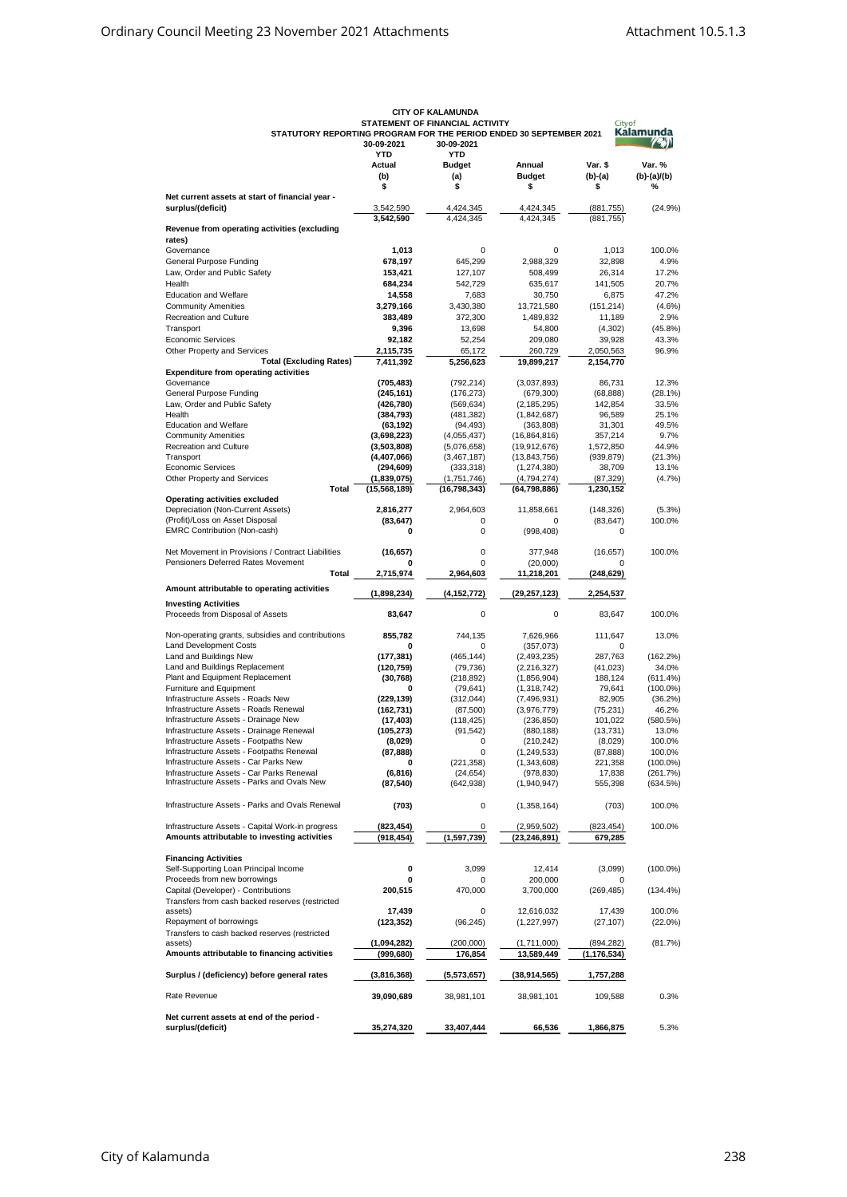**CITY OF KALAMUNDA**
**STATEMENT OF FINANCIAL ACTIVITY**
**STATUTORY REPORTING PROGRAM FOR THE PERIOD ENDED 30 SEPTEMBER 2021**

| | 30-09-2021 YTD Actual (b) $ | 30-09-2021 YTD Budget (a) $ | Annual Budget $ | Var. $ (b)-(a) $ | Var. % (b)-(a)/(b) % |
|---|---|---|---|---|---|
| **Net current assets at start of financial year - surplus/(deficit)** | 3,542,590 | 4,424,345 | 4,424,345 | (881,755) | (24.9%) |
| | 3,542,590 | 4,424,345 | 4,424,345 | (881,755) | |
| **Revenue from operating activities (excluding rates)** | | | | | |
| Governance | **1,013** | 0 | 0 | 1,013 | 100.0% |
| General Purpose Funding | **678,197** | 645,299 | 2,988,329 | 32,898 | 4.9% |
| Law, Order and Public Safety | **153,421** | 127,107 | 508,499 | 26,314 | 17.2% |
| Health | **684,234** | 542,729 | 635,617 | 141,505 | 20.7% |
| Education and Welfare | **14,558** | 7,683 | 30,750 | 6,875 | 47.2% |
| Community Amenities | **3,279,166** | 3,430,380 | 13,721,580 | (151,214) | (4.6%) |
| Recreation and Culture | **383,489** | 372,300 | 1,489,832 | 11,189 | 2.9% |
| Transport | **9,396** | 13,698 | 54,800 | (4,302) | (45.8%) |
| Economic Services | **92,182** | 52,254 | 209,080 | 39,928 | 43.3% |
| Other Property and Services | **2,115,735** | 65,172 | 260,729 | 2,050,563 | 96.9% |
| **Total (Excluding Rates)** | **7,411,392** | **5,256,623** | **19,899,217** | **2,154,770** | |
| **Expenditure from operating activities** | | | | | |
| Governance | **(705,483)** | (792,214) | (3,037,893) | 86,731 | 12.3% |
| General Purpose Funding | **(245,161)** | (176,273) | (679,300) | (68,888) | (28.1%) |
| Law, Order and Public Safety | **(426,780)** | (569,634) | (2,185,295) | 142,854 | 33.5% |
| Health | **(384,793)** | (481,382) | (1,842,687) | 96,589 | 25.1% |
| Education and Welfare | **(63,192)** | (94,493) | (363,808) | 31,301 | 49.5% |
| Community Amenities | **(3,698,223)** | (4,055,437) | (16,864,816) | 357,214 | 9.7% |
| Recreation and Culture | **(3,503,808)** | (5,076,658) | (19,912,676) | 1,572,850 | 44.9% |
| Transport | **(4,407,066)** | (3,467,187) | (13,843,756) | (939,879) | (21.3%) |
| Economic Services | **(294,609)** | (333,318) | (1,274,380) | 38,709 | 13.1% |
| Other Property and Services | **(1,839,075)** | (1,751,746) | (4,794,274) | (87,329) | (4.7%) |
| **Total** | **(15,568,189)** | **(16,798,343)** | **(64,798,886)** | **1,230,152** | |
| **Operating activities excluded** | | | | | |
| Depreciation (Non-Current Assets) | **2,816,277** | 2,964,603 | 11,858,661 | (148,326) | (5.3%) |
| (Profit)/Loss on Asset Disposal | **(83,647)** | 0 | 0 | (83,647) | 100.0% |
| EMRC Contribution (Non-cash) | **0** | 0 | (998,408) | 0 | |
| Net Movement in Provisions / Contract Liabilities | **(16,657)** | 0 | 377,948 | (16,657) | 100.0% |
| Pensioners Deferred Rates Movement | **0** | 0 | (20,000) | 0 | |
| **Total** | **2,715,974** | **2,964,603** | **11,218,201** | **(248,629)** | |
| **Amount attributable to operating activities** | **(1,898,234)** | **(4,152,772)** | **(29,257,123)** | **2,254,537** | |
| **Investing Activities** | | | | | |
| Proceeds from Disposal of Assets | **83,647** | 0 | 0 | 83,647 | 100.0% |
| Non-operating grants, subsidies and contributions | **855,782** | 744,135 | 7,626,966 | 111,647 | 13.0% |
| Land Development Costs | **0** | 0 | (357,073) | 0 | |
| Land and Buildings New | **(177,381)** | (465,144) | (2,493,235) | 287,763 | (162.2%) |
| Land and Buildings Replacement | **(120,759)** | (79,736) | (2,216,327) | (41,023) | 34.0% |
| Plant and Equipment Replacement | **(30,768)** | (218,892) | (1,856,904) | 188,124 | (611.4%) |
| Furniture and Equipment | **0** | (79,641) | (1,318,742) | 79,641 | (100.0%) |
| Infrastructure Assets - Roads New | **(229,139)** | (312,044) | (7,496,931) | 82,905 | (36.2%) |
| Infrastructure Assets - Roads Renewal | **(162,731)** | (87,500) | (3,976,779) | (75,231) | 46.2% |
| Infrastructure Assets - Drainage New | **(17,403)** | (118,425) | (236,850) | 101,022 | (580.5%) |
| Infrastructure Assets - Drainage Renewal | **(105,273)** | (91,542) | (880,188) | (13,731) | 13.0% |
| Infrastructure Assets - Footpaths New | **(8,029)** | 0 | (210,242) | (8,029) | 100.0% |
| Infrastructure Assets - Footpaths Renewal | **(87,888)** | 0 | (1,249,533) | (87,888) | 100.0% |
| Infrastructure Assets - Car Parks New | **0** | (221,358) | (1,343,608) | 221,358 | (100.0%) |
| Infrastructure Assets - Car Parks Renewal | **(6,816)** | (24,654) | (978,830) | 17,838 | (261.7%) |
| Infrastructure Assets - Parks and Ovals New | **(87,540)** | (642,938) | (1,940,947) | 555,398 | (634.5%) |
| Infrastructure Assets - Parks and Ovals Renewal | **(703)** | 0 | (1,358,164) | (703) | 100.0% |
| Infrastructure Assets - Capital Work-in progress | **(823,454)** | 0 | (2,959,502) | (823,454) | 100.0% |
| **Amounts attributable to investing activities** | **(918,454)** | **(1,597,739)** | **(23,246,891)** | **679,285** | |
| **Financing Activities** | | | | | |
| Self-Supporting Loan Principal Income | **0** | 3,099 | 12,414 | (3,099) | (100.0%) |
| Proceeds from new borrowings | **0** | 0 | 200,000 | 0 | |
| Capital (Developer) - Contributions | **200,515** | 470,000 | 3,700,000 | (269,485) | (134.4%) |
| Transfers from cash backed reserves (restricted assets) | **17,439** | 0 | 12,616,032 | 17,439 | 100.0% |
| Repayment of borrowings | **(123,352)** | (96,245) | (1,227,997) | (27,107) | (22.0%) |
| Transfers to cash backed reserves (restricted assets) | **(1,094,282)** | (200,000) | (1,711,000) | (894,282) | (81.7%) |
| **Amounts attributable to financing activities** | **(999,680)** | **176,854** | **13,589,449** | **(1,176,534)** | |
| **Surplus / (deficiency) before general rates** | **(3,816,368)** | **(5,573,657)** | **(38,914,565)** | **1,757,288** | |
| Rate Revenue | **39,090,689** | 38,981,101 | 38,981,101 | 109,588 | 0.3% |
| **Net current assets at end of the period - surplus/(deficit)** | **35,274,320** | **33,407,444** | **66,536** | **1,866,875** | 5.3% |